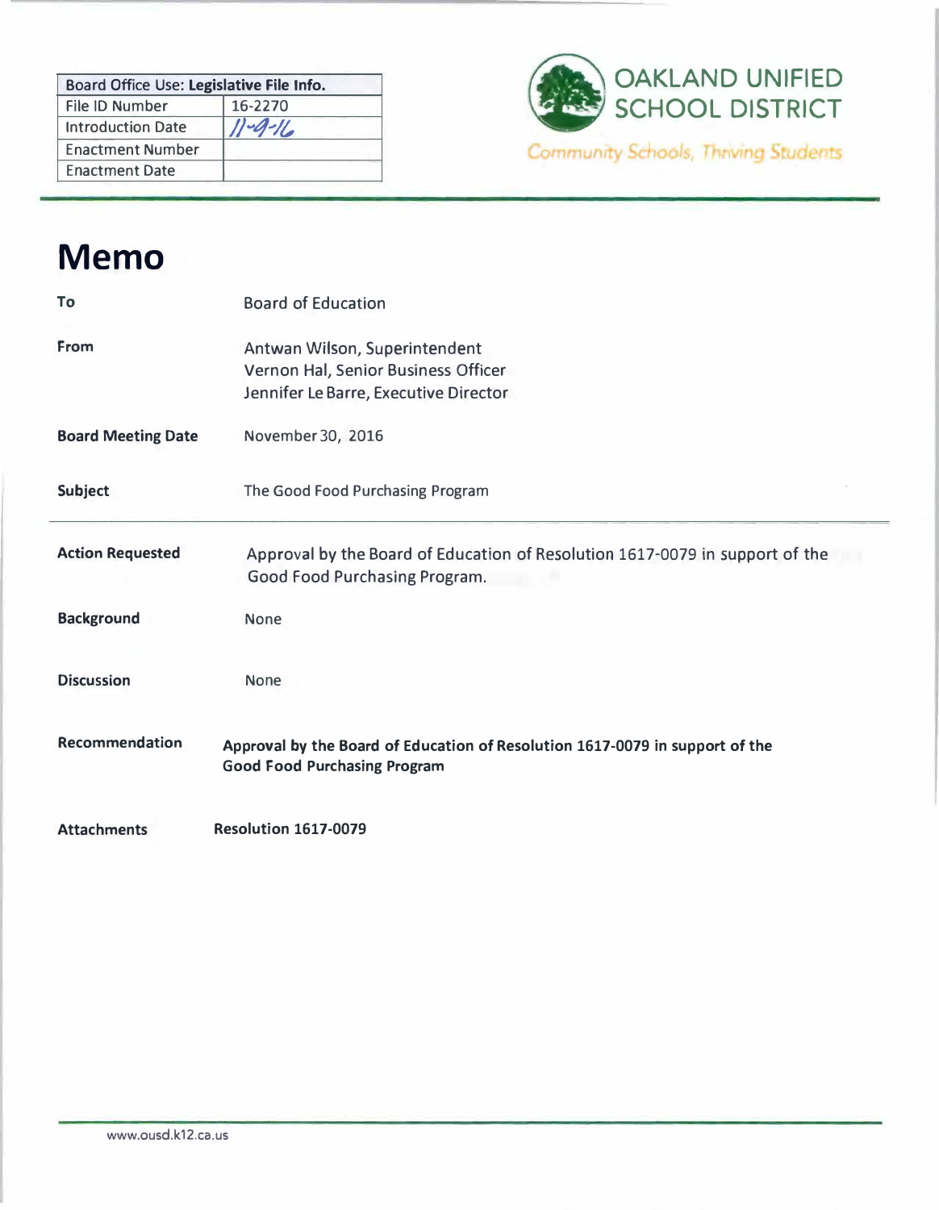| Board Office Use: Legislative File Info. | |
|---|---|
| File ID Number | 16-2270 |
| Introduction Date | 11-9-16 |
| Enactment Number | |
| Enactment Date | |

**OAKLAND UNIFIED SCHOOL DISTRICT**

*Community Schools, Thriving Students*

# Memo

**To** Board of Education

**From** Antwan Wilson, Superintendent
Vernon Hal, Senior Business Officer
Jennifer Le Barre, Executive Director

**Board Meeting Date** November 30, 2016

**Subject** The Good Food Purchasing Program

---

**Action Requested** Approval by the Board of Education of Resolution 1617-0079 in support of the Good Food Purchasing Program.

**Background** None

**Discussion** None

**Recommendation** **Approval by the Board of Education of Resolution 1617-0079 in support of the Good Food Purchasing Program**

**Attachments** **Resolution 1617-0079**

www.ousd.k12.ca.us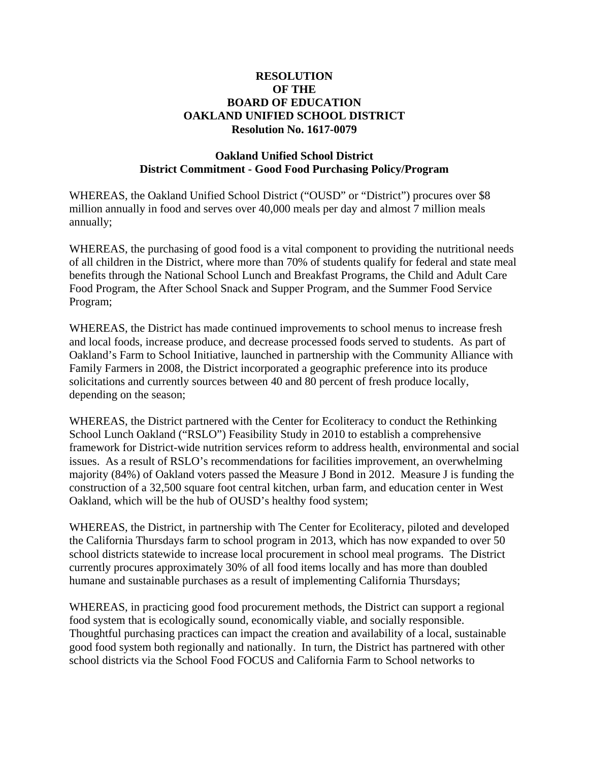**RESOLUTION**
**OF THE**
**BOARD OF EDUCATION**
**OAKLAND UNIFIED SCHOOL DISTRICT**
**Resolution No. 1617-0079**

**Oakland Unified School District**
**District Commitment - Good Food Purchasing Policy/Program**

WHEREAS, the Oakland Unified School District ("OUSD" or "District") procures over $8 million annually in food and serves over 40,000 meals per day and almost 7 million meals annually;

WHEREAS, the purchasing of good food is a vital component to providing the nutritional needs of all children in the District, where more than 70% of students qualify for federal and state meal benefits through the National School Lunch and Breakfast Programs, the Child and Adult Care Food Program, the After School Snack and Supper Program, and the Summer Food Service Program;

WHEREAS, the District has made continued improvements to school menus to increase fresh and local foods, increase produce, and decrease processed foods served to students. As part of Oakland's Farm to School Initiative, launched in partnership with the Community Alliance with Family Farmers in 2008, the District incorporated a geographic preference into its produce solicitations and currently sources between 40 and 80 percent of fresh produce locally, depending on the season;

WHEREAS, the District partnered with the Center for Ecoliteracy to conduct the Rethinking School Lunch Oakland ("RSLO") Feasibility Study in 2010 to establish a comprehensive framework for District-wide nutrition services reform to address health, environmental and social issues. As a result of RSLO's recommendations for facilities improvement, an overwhelming majority (84%) of Oakland voters passed the Measure J Bond in 2012. Measure J is funding the construction of a 32,500 square foot central kitchen, urban farm, and education center in West Oakland, which will be the hub of OUSD's healthy food system;

WHEREAS, the District, in partnership with The Center for Ecoliteracy, piloted and developed the California Thursdays farm to school program in 2013, which has now expanded to over 50 school districts statewide to increase local procurement in school meal programs. The District currently procures approximately 30% of all food items locally and has more than doubled humane and sustainable purchases as a result of implementing California Thursdays;

WHEREAS, in practicing good food procurement methods, the District can support a regional food system that is ecologically sound, economically viable, and socially responsible. Thoughtful purchasing practices can impact the creation and availability of a local, sustainable good food system both regionally and nationally. In turn, the District has partnered with other school districts via the School Food FOCUS and California Farm to School networks to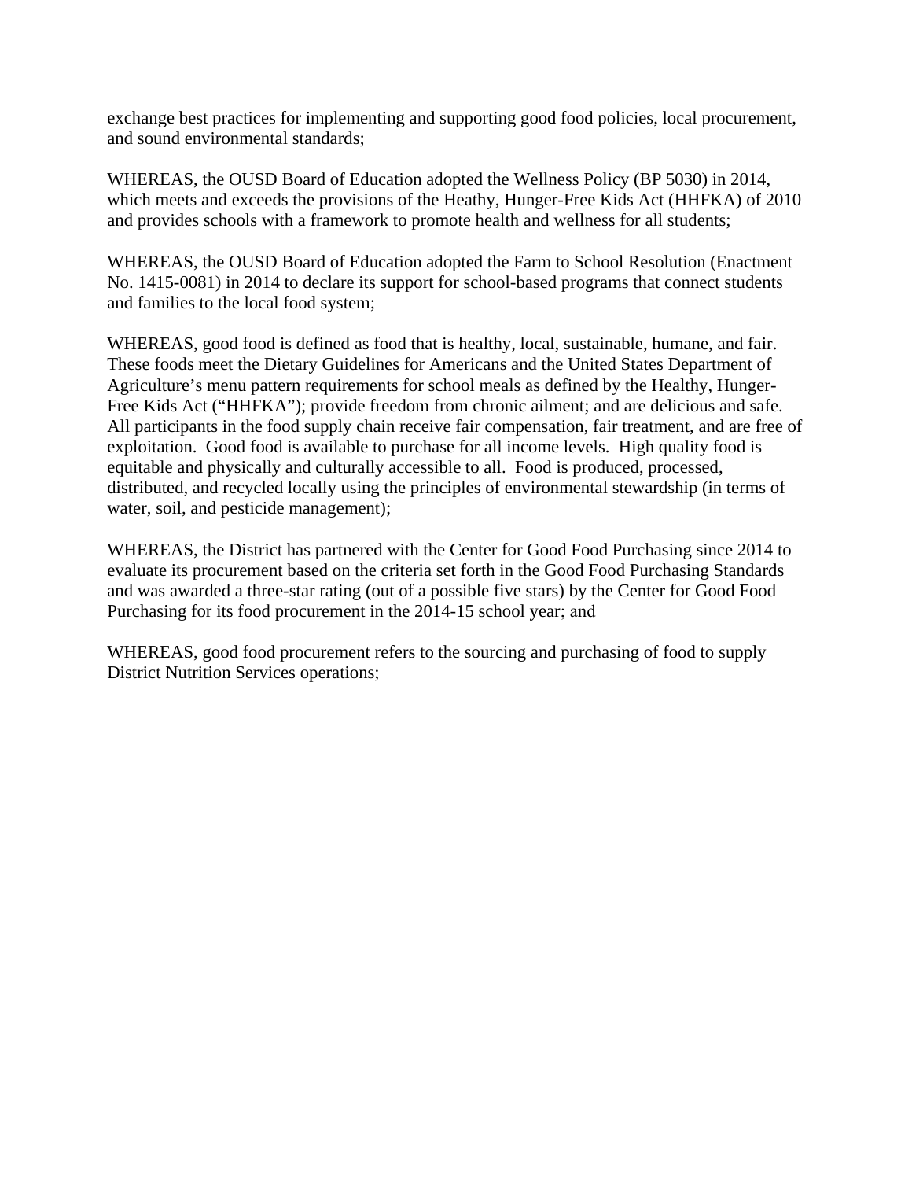exchange best practices for implementing and supporting good food policies, local procurement, and sound environmental standards;

WHEREAS, the OUSD Board of Education adopted the Wellness Policy (BP 5030) in 2014, which meets and exceeds the provisions of the Heathy, Hunger-Free Kids Act (HHFKA) of 2010 and provides schools with a framework to promote health and wellness for all students;

WHEREAS, the OUSD Board of Education adopted the Farm to School Resolution (Enactment No. 1415-0081) in 2014 to declare its support for school-based programs that connect students and families to the local food system;

WHEREAS, good food is defined as food that is healthy, local, sustainable, humane, and fair. These foods meet the Dietary Guidelines for Americans and the United States Department of Agriculture's menu pattern requirements for school meals as defined by the Healthy, Hunger-Free Kids Act ("HHFKA"); provide freedom from chronic ailment; and are delicious and safe. All participants in the food supply chain receive fair compensation, fair treatment, and are free of exploitation. Good food is available to purchase for all income levels. High quality food is equitable and physically and culturally accessible to all. Food is produced, processed, distributed, and recycled locally using the principles of environmental stewardship (in terms of water, soil, and pesticide management);

WHEREAS, the District has partnered with the Center for Good Food Purchasing since 2014 to evaluate its procurement based on the criteria set forth in the Good Food Purchasing Standards and was awarded a three-star rating (out of a possible five stars) by the Center for Good Food Purchasing for its food procurement in the 2014-15 school year; and

WHEREAS, good food procurement refers to the sourcing and purchasing of food to supply District Nutrition Services operations;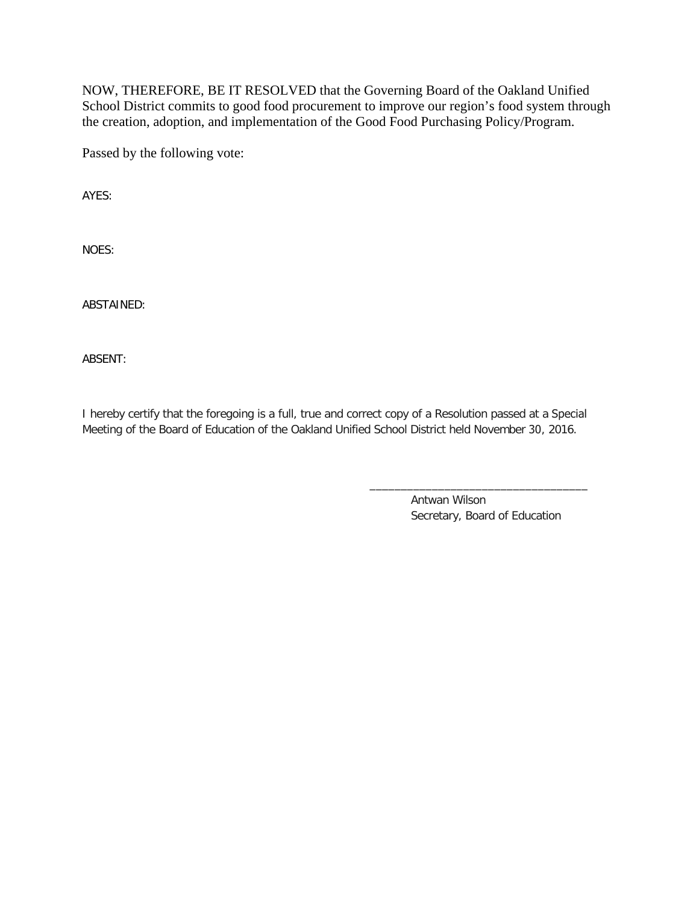NOW, THEREFORE, BE IT RESOLVED that the Governing Board of the Oakland Unified School District commits to good food procurement to improve our region's food system through the creation, adoption, and implementation of the Good Food Purchasing Policy/Program.

Passed by the following vote:

AYES:

NOES:

ABSTAINED:

ABSENT:

I hereby certify that the foregoing is a full, true and correct copy of a Resolution passed at a Special Meeting of the Board of Education of the Oakland Unified School District held November 30, 2016.

\_\_\_\_\_\_\_\_\_\_\_\_\_\_\_\_\_\_\_\_\_\_\_\_\_\_\_\_\_\_\_\_\_\_\_

Antwan Wilson
Secretary, Board of Education